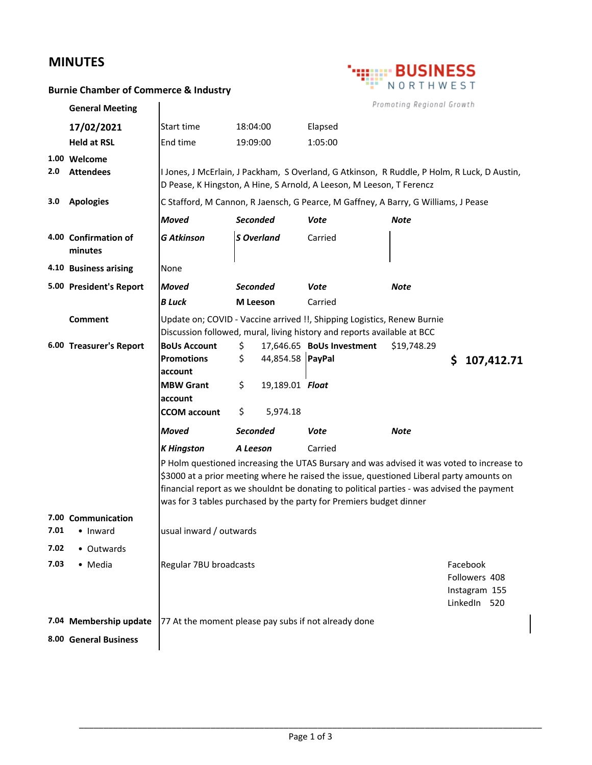# MINUTES

**Burnie Chamber of Commerce & Industry**

BUSINESS NORTHWEST
*Promoting Regional Growth*

**General Meeting**

| | | | |
|---|---|---|---|
| **17/02/2021** | Start time | 18:04:00 | Elapsed |
| **Held at RSL** | End time | 19:09:00 | 1:05:00 |

**1.00 Welcome**

**2.0 Attendees**

I Jones, J McErlain, J Packham, S Overland, G Atkinson, R Ruddle, P Holm, R Luck, D Austin, D Pease, K Hingston, A Hine, S Arnold, A Leeson, M Leeson, T Ferencz

**3.0 Apologies**

C Stafford, M Cannon, R Jaensch, G Pearce, M Gaffney, A Barry, G Williams, J Pease

**4.00 Confirmation of minutes**

| *Moved* | *Seconded* | *Vote* | *Note* |
|---|---|---|---|
| *G Atkinson* | *S Overland* | Carried | |

**4.10 Business arising**

None

**5.00 President's Report**

| *Moved* | *Seconded* | *Vote* | *Note* |
|---|---|---|---|
| *B Luck* | **M Leeson** | Carried | |

**Comment**

Update on; COVID - Vaccine arrived !!, Shipping Logistics, Renew Burnie
Discussion followed, mural, living history and reports available at BCC

**6.00 Treasurer's Report**

| | | | |
|---|---|---|---|
| **BoUs Account** | $ 17,646.65 | **BoUs Investment** | $19,748.29 |
| **Promotions account** | $ 44,854.58 | **PayPal** | |
| **MBW Grant account** | $ 19,189.01 | ***Float*** | |
| **CCOM account** | $ 5,974.18 | | |

**$ 107,412.71**

| *Moved* | *Seconded* | *Vote* | *Note* |
|---|---|---|---|
| *K Hingston* | *A Leeson* | Carried | |

P Holm questioned increasing the UTAS Bursary and was advised it was voted to increase to $3000 at a prior meeting where he raised the issue, questioned Liberal party amounts on financial report as we shouldnt be donating to political parties - was advised the payment was for 3 tables purchased by the party for Premiers budget dinner

**7.00 Communication**

7.01 • Inward — usual inward / outwards

7.02 • Outwards

7.03 • Media — Regular 7BU broadcasts

Facebook Followers 408
Instagram 155
LinkedIn 520

**7.04 Membership update**

77 At the moment please pay subs if not already done

**8.00 General Business**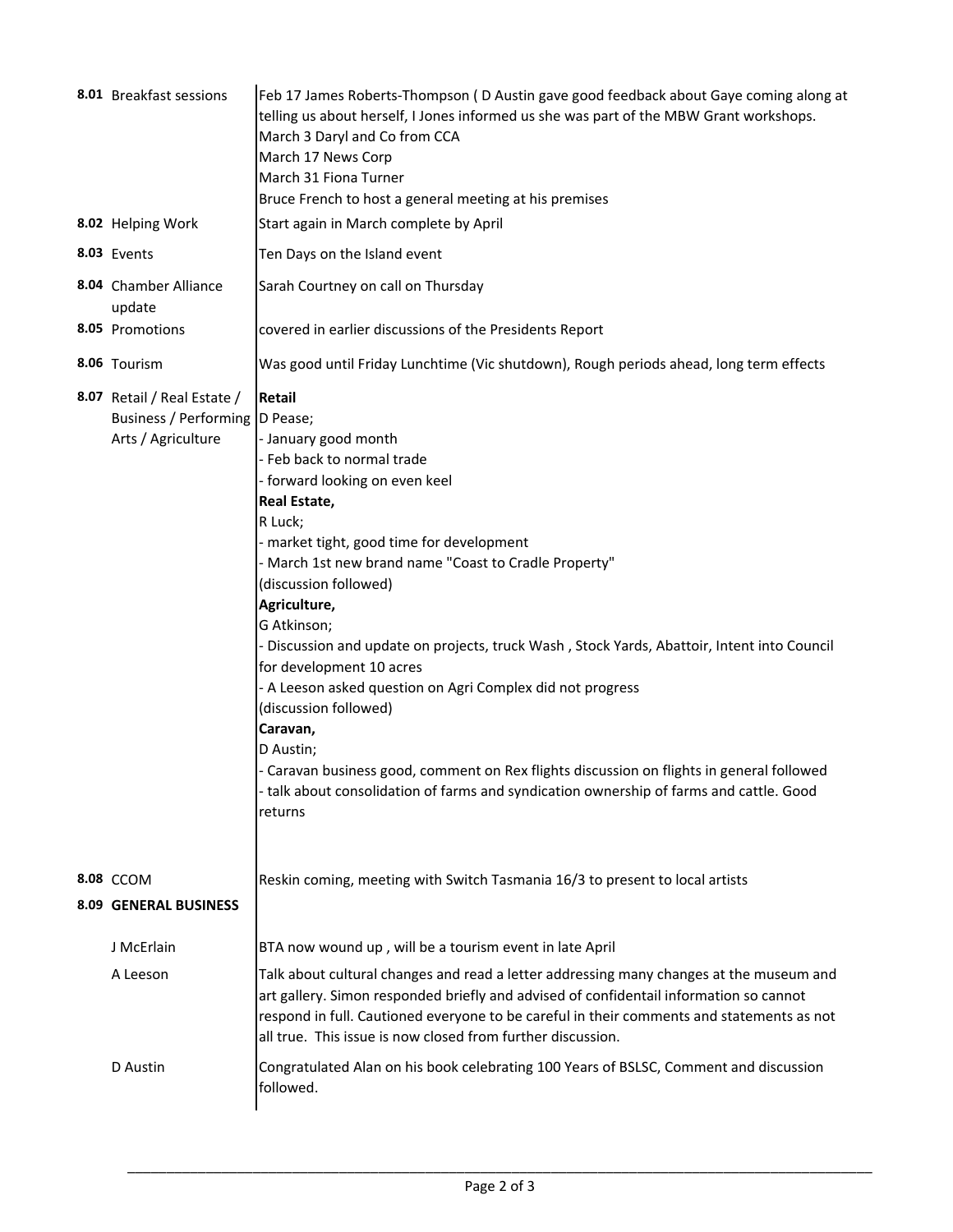| | | |
|---|---|---|
| **8.01** | Breakfast sessions | Feb 17 James Roberts-Thompson ( D Austin gave good feedback about Gaye coming along at telling us about herself, I Jones informed us she was part of the MBW Grant workshops.<br>March 3 Daryl and Co from CCA<br>March 17 News Corp<br>March 31 Fiona Turner<br>Bruce French to host a general meeting at his premises |
| **8.02** | Helping Work | Start again in March complete by April |
| **8.03** | Events | Ten Days on the Island event |
| **8.04** | Chamber Alliance update | Sarah Courtney on call on Thursday |
| **8.05** | Promotions | covered in earlier discussions of the Presidents Report |
| **8.06** | Tourism | Was good until Friday Lunchtime (Vic shutdown), Rough periods ahead, long term effects |
| **8.07** | Retail / Real Estate / Business / Performing Arts / Agriculture | **Retail**<br>D Pease;<br>- January good month<br>- Feb back to normal trade<br>- forward looking on even keel<br>**Real Estate,**<br>R Luck;<br>- market tight, good time for development<br>- March 1st new brand name "Coast to Cradle Property"<br>(discussion followed)<br>**Agriculture,**<br>G Atkinson;<br>- Discussion and update on projects, truck Wash , Stock Yards, Abattoir, Intent into Council for development 10 acres<br>- A Leeson asked question on Agri Complex did not progress<br>(discussion followed)<br>**Caravan,**<br>D Austin;<br>- Caravan business good, comment on Rex flights discussion on flights in general followed<br>- talk about consolidation of farms and syndication ownership of farms and cattle. Good returns |
| **8.08** | CCOM | Reskin coming, meeting with Switch Tasmania 16/3 to present to local artists |
| **8.09** | **GENERAL BUSINESS** | |
| | J McErlain | BTA now wound up , will be a tourism event in late April |
| | A Leeson | Talk about cultural changes and read a letter addressing many changes at the museum and art gallery. Simon responded briefly and advised of confidentail information so cannot respond in full. Cautioned everyone to be careful in their comments and statements as not all true. This issue is now closed from further discussion. |
| | D Austin | Congratulated Alan on his book celebrating 100 Years of BSLSC, Comment and discussion followed. |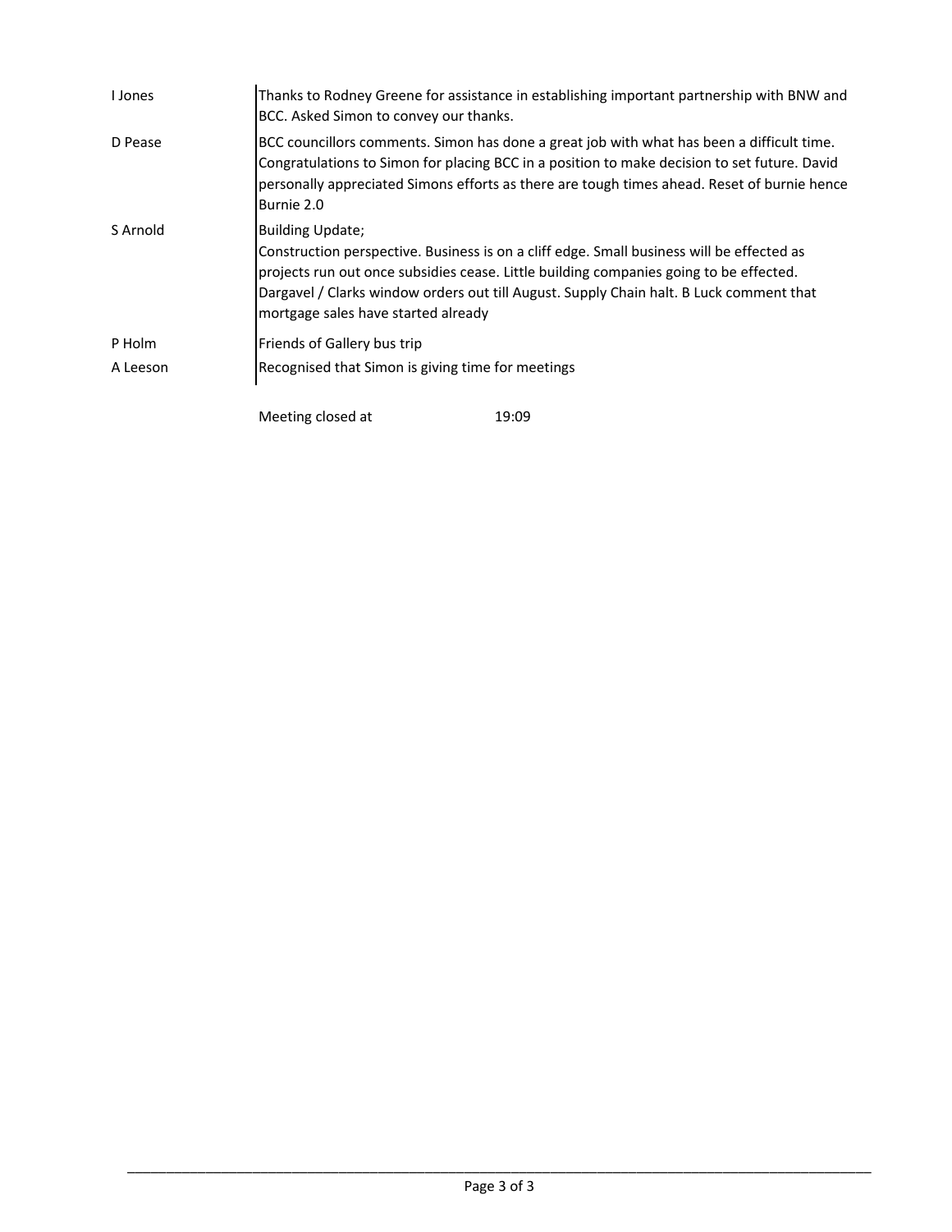| | |
|---|---|
| I Jones | Thanks to Rodney Greene for assistance in establishing important partnership with BNW and BCC. Asked Simon to convey our thanks. |
| D Pease | BCC councillors comments. Simon has done a great job with what has been a difficult time. Congratulations to Simon for placing BCC in a position to make decision to set future. David personally appreciated Simons efforts as there are tough times ahead. Reset of burnie hence Burnie 2.0 |
| S Arnold | Building Update;<br>Construction perspective. Business is on a cliff edge. Small business will be effected as projects run out once subsidies cease. Little building companies going to be effected. Dargavel / Clarks window orders out till August. Supply Chain halt. B Luck comment that mortgage sales have started already |
| P Holm | Friends of Gallery bus trip |
| A Leeson | Recognised that Simon is giving time for meetings |

Meeting closed at 19:09